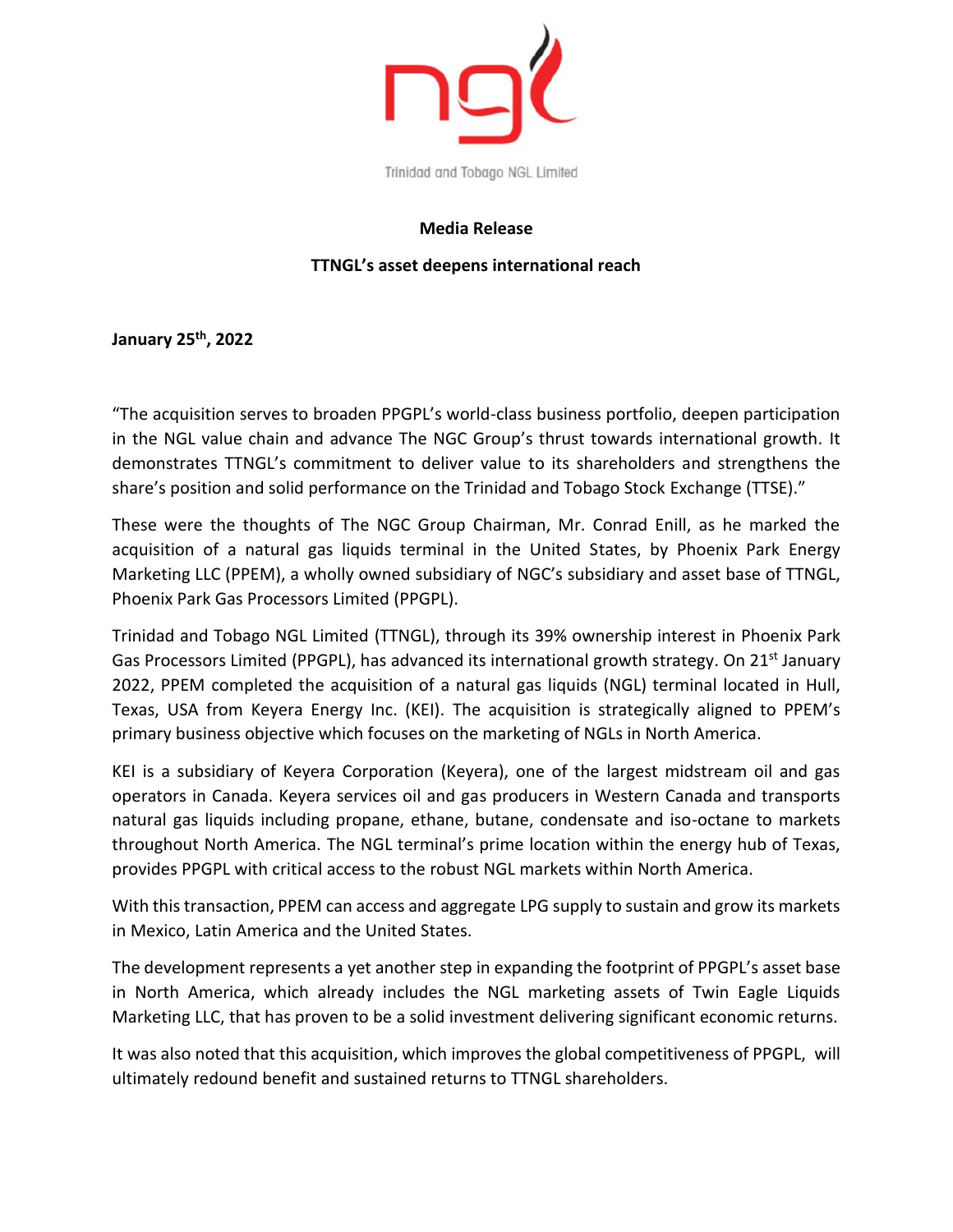Trinidad and Tobago NGL Limited

**Media Release**

**TTNGL's asset deepens international reach**

**January 25th, 2022**

"The acquisition serves to broaden PPGPL's world-class business portfolio, deepen participation in the NGL value chain and advance The NGC Group's thrust towards international growth. It demonstrates TTNGL's commitment to deliver value to its shareholders and strengthens the share's position and solid performance on the Trinidad and Tobago Stock Exchange (TTSE)."

These were the thoughts of The NGC Group Chairman, Mr. Conrad Enill, as he marked the acquisition of a natural gas liquids terminal in the United States, by Phoenix Park Energy Marketing LLC (PPEM), a wholly owned subsidiary of NGC's subsidiary and asset base of TTNGL, Phoenix Park Gas Processors Limited (PPGPL).

Trinidad and Tobago NGL Limited (TTNGL), through its 39% ownership interest in Phoenix Park Gas Processors Limited (PPGPL), has advanced its international growth strategy. On 21st January 2022, PPEM completed the acquisition of a natural gas liquids (NGL) terminal located in Hull, Texas, USA from Keyera Energy Inc. (KEI). The acquisition is strategically aligned to PPEM's primary business objective which focuses on the marketing of NGLs in North America.

KEI is a subsidiary of Keyera Corporation (Keyera), one of the largest midstream oil and gas operators in Canada. Keyera services oil and gas producers in Western Canada and transports natural gas liquids including propane, ethane, butane, condensate and iso-octane to markets throughout North America. The NGL terminal's prime location within the energy hub of Texas, provides PPGPL with critical access to the robust NGL markets within North America.

With this transaction, PPEM can access and aggregate LPG supply to sustain and grow its markets in Mexico, Latin America and the United States.

The development represents a yet another step in expanding the footprint of PPGPL's asset base in North America, which already includes the NGL marketing assets of Twin Eagle Liquids Marketing LLC, that has proven to be a solid investment delivering significant economic returns.

It was also noted that this acquisition, which improves the global competitiveness of PPGPL, will ultimately redound benefit and sustained returns to TTNGL shareholders.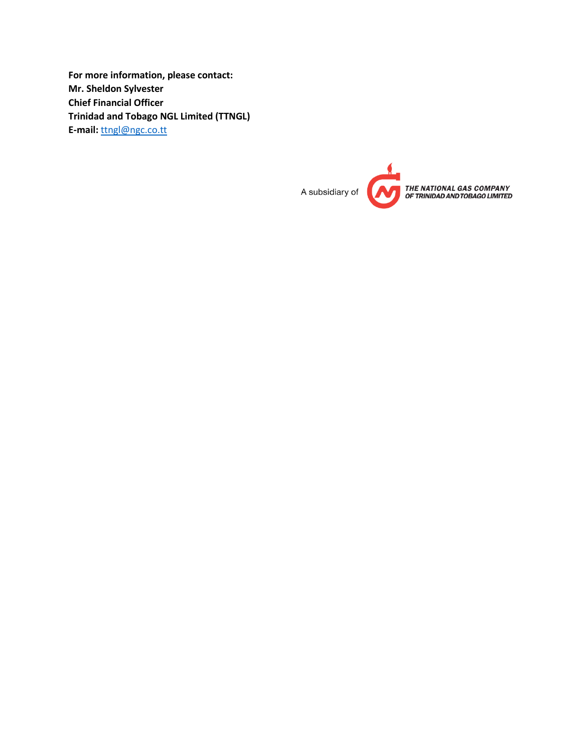**For more information, please contact:**
**Mr. Sheldon Sylvester**
**Chief Financial Officer**
**Trinidad and Tobago NGL Limited (TTNGL)**
**E-mail:** ttngl@ngc.co.tt

A subsidiary of THE NATIONAL GAS COMPANY OF TRINIDAD AND TOBAGO LIMITED